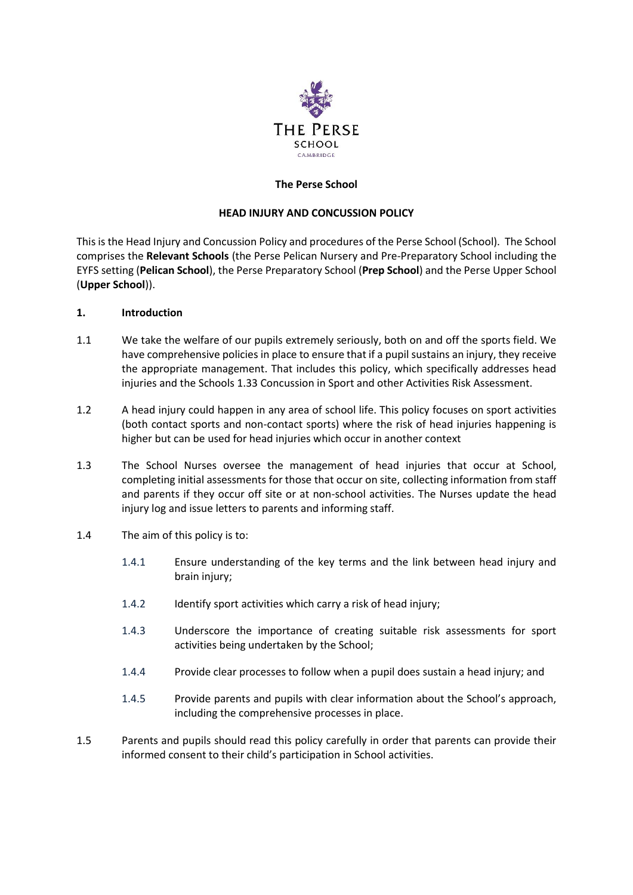The Perse School

# HEAD INJURY AND CONCUSSION POLICY

This is the Head Injury and Concussion Policy and procedures of the Perse School (School). The School comprises the **Relevant Schools** (the Perse Pelican Nursery and Pre-Preparatory School including the EYFS setting (**Pelican School**), the Perse Preparatory School (**Prep School**) and the Perse Upper School (**Upper School**)).

## 1. Introduction

1.1 We take the welfare of our pupils extremely seriously, both on and off the sports field. We have comprehensive policies in place to ensure that if a pupil sustains an injury, they receive the appropriate management. That includes this policy, which specifically addresses head injuries and the Schools 1.33 Concussion in Sport and other Activities Risk Assessment.

1.2 A head injury could happen in any area of school life. This policy focuses on sport activities (both contact sports and non-contact sports) where the risk of head injuries happening is higher but can be used for head injuries which occur in another context

1.3 The School Nurses oversee the management of head injuries that occur at School, completing initial assessments for those that occur on site, collecting information from staff and parents if they occur off site or at non-school activities. The Nurses update the head injury log and issue letters to parents and informing staff.

1.4 The aim of this policy is to:

1.4.1 Ensure understanding of the key terms and the link between head injury and brain injury;

1.4.2 Identify sport activities which carry a risk of head injury;

1.4.3 Underscore the importance of creating suitable risk assessments for sport activities being undertaken by the School;

1.4.4 Provide clear processes to follow when a pupil does sustain a head injury; and

1.4.5 Provide parents and pupils with clear information about the School's approach, including the comprehensive processes in place.

1.5 Parents and pupils should read this policy carefully in order that parents can provide their informed consent to their child's participation in School activities.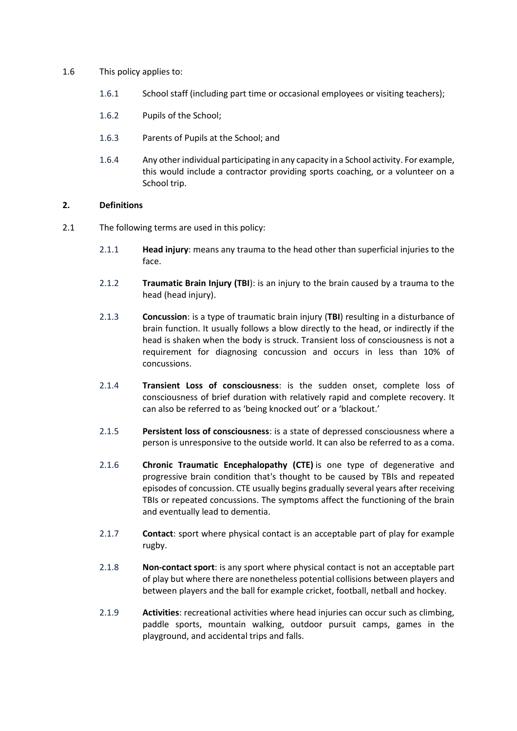1.6 This policy applies to:

1.6.1 School staff (including part time or occasional employees or visiting teachers);

1.6.2 Pupils of the School;

1.6.3 Parents of Pupils at the School; and

1.6.4 Any other individual participating in any capacity in a School activity. For example, this would include a contractor providing sports coaching, or a volunteer on a School trip.

## 2. Definitions

2.1 The following terms are used in this policy:

2.1.1 **Head injury**: means any trauma to the head other than superficial injuries to the face.

2.1.2 **Traumatic Brain Injury (TBI)**: is an injury to the brain caused by a trauma to the head (head injury).

2.1.3 **Concussion**: is a type of traumatic brain injury (**TBI**) resulting in a disturbance of brain function. It usually follows a blow directly to the head, or indirectly if the head is shaken when the body is struck. Transient loss of consciousness is not a requirement for diagnosing concussion and occurs in less than 10% of concussions.

2.1.4 **Transient Loss of consciousness**: is the sudden onset, complete loss of consciousness of brief duration with relatively rapid and complete recovery. It can also be referred to as 'being knocked out' or a 'blackout.'

2.1.5 **Persistent loss of consciousness**: is a state of depressed consciousness where a person is unresponsive to the outside world. It can also be referred to as a coma.

2.1.6 **Chronic Traumatic Encephalopathy (CTE)** is one type of degenerative and progressive brain condition that's thought to be caused by TBIs and repeated episodes of concussion. CTE usually begins gradually several years after receiving TBIs or repeated concussions. The symptoms affect the functioning of the brain and eventually lead to dementia.

2.1.7 **Contact**: sport where physical contact is an acceptable part of play for example rugby.

2.1.8 **Non-contact sport**: is any sport where physical contact is not an acceptable part of play but where there are nonetheless potential collisions between players and between players and the ball for example cricket, football, netball and hockey.

2.1.9 **Activities**: recreational activities where head injuries can occur such as climbing, paddle sports, mountain walking, outdoor pursuit camps, games in the playground, and accidental trips and falls.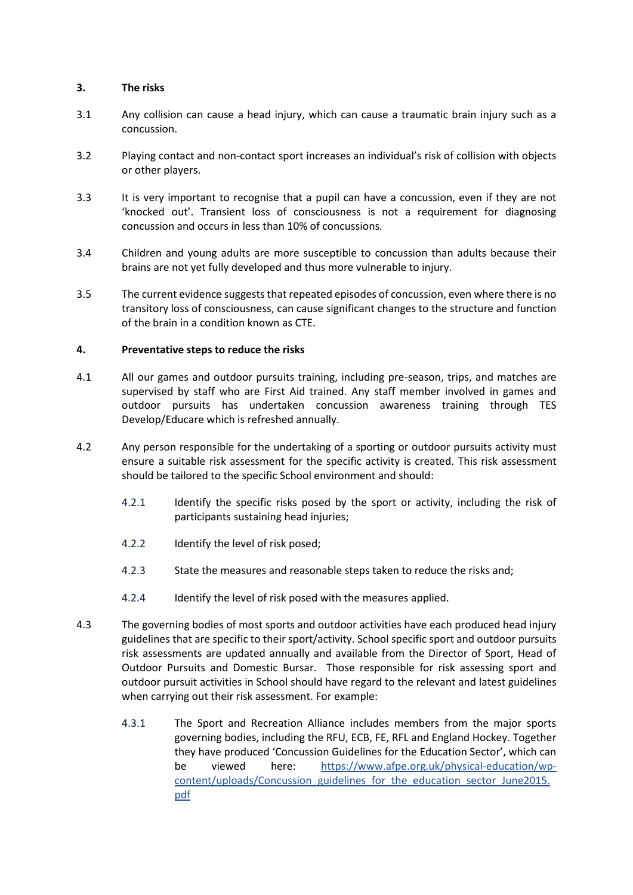## 3. The risks

3.1 Any collision can cause a head injury, which can cause a traumatic brain injury such as a concussion.

3.2 Playing contact and non-contact sport increases an individual's risk of collision with objects or other players.

3.3 It is very important to recognise that a pupil can have a concussion, even if they are not 'knocked out'. Transient loss of consciousness is not a requirement for diagnosing concussion and occurs in less than 10% of concussions.

3.4 Children and young adults are more susceptible to concussion than adults because their brains are not yet fully developed and thus more vulnerable to injury.

3.5 The current evidence suggests that repeated episodes of concussion, even where there is no transitory loss of consciousness, can cause significant changes to the structure and function of the brain in a condition known as CTE.

## 4. Preventative steps to reduce the risks

4.1 All our games and outdoor pursuits training, including pre-season, trips, and matches are supervised by staff who are First Aid trained. Any staff member involved in games and outdoor pursuits has undertaken concussion awareness training through TES Develop/Educare which is refreshed annually.

4.2 Any person responsible for the undertaking of a sporting or outdoor pursuits activity must ensure a suitable risk assessment for the specific activity is created. This risk assessment should be tailored to the specific School environment and should:

- 4.2.1 Identify the specific risks posed by the sport or activity, including the risk of participants sustaining head injuries;
- 4.2.2 Identify the level of risk posed;
- 4.2.3 State the measures and reasonable steps taken to reduce the risks and;
- 4.2.4 Identify the level of risk posed with the measures applied.

4.3 The governing bodies of most sports and outdoor activities have each produced head injury guidelines that are specific to their sport/activity. School specific sport and outdoor pursuits risk assessments are updated annually and available from the Director of Sport, Head of Outdoor Pursuits and Domestic Bursar. Those responsible for risk assessing sport and outdoor pursuit activities in School should have regard to the relevant and latest guidelines when carrying out their risk assessment. For example:

- 4.3.1 The Sport and Recreation Alliance includes members from the major sports governing bodies, including the RFU, ECB, FE, RFL and England Hockey. Together they have produced 'Concussion Guidelines for the Education Sector', which can be viewed here: [https://www.afpe.org.uk/physical-education/wp-content/uploads/Concussion_guidelines_for_the_education_sector_June2015.pdf](https://www.afpe.org.uk/physical-education/wp-content/uploads/Concussion_guidelines_for_the_education_sector_June2015.pdf)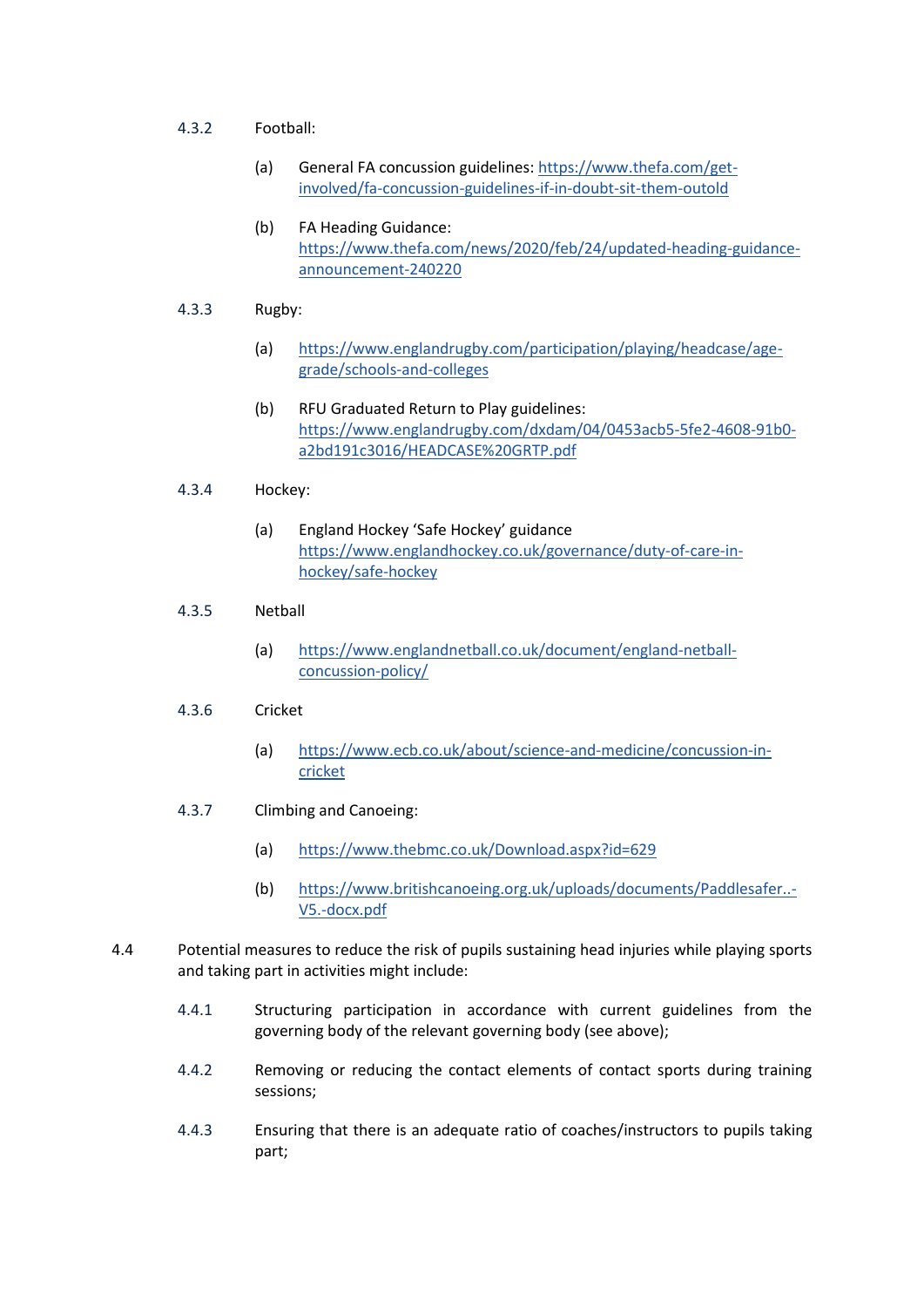4.3.2 Football:

(a) General FA concussion guidelines: https://www.thefa.com/get-involved/fa-concussion-guidelines-if-in-doubt-sit-them-outold

(b) FA Heading Guidance: https://www.thefa.com/news/2020/feb/24/updated-heading-guidance-announcement-240220

4.3.3 Rugby:

(a) https://www.englandrugby.com/participation/playing/headcase/age-grade/schools-and-colleges

(b) RFU Graduated Return to Play guidelines: https://www.englandrugby.com/dxdam/04/0453acb5-5fe2-4608-91b0-a2bd191c3016/HEADCASE%20GRTP.pdf

4.3.4 Hockey:

(a) England Hockey 'Safe Hockey' guidance https://www.englandhockey.co.uk/governance/duty-of-care-in-hockey/safe-hockey

4.3.5 Netball

(a) https://www.englandnetball.co.uk/document/england-netball-concussion-policy/

4.3.6 Cricket

(a) https://www.ecb.co.uk/about/science-and-medicine/concussion-in-cricket

4.3.7 Climbing and Canoeing:

(a) https://www.thebmc.co.uk/Download.aspx?id=629

(b) https://www.britishcanoeing.org.uk/uploads/documents/Paddlesafer..-V5.-docx.pdf

4.4 Potential measures to reduce the risk of pupils sustaining head injuries while playing sports and taking part in activities might include:

4.4.1 Structuring participation in accordance with current guidelines from the governing body of the relevant governing body (see above);

4.4.2 Removing or reducing the contact elements of contact sports during training sessions;

4.4.3 Ensuring that there is an adequate ratio of coaches/instructors to pupils taking part;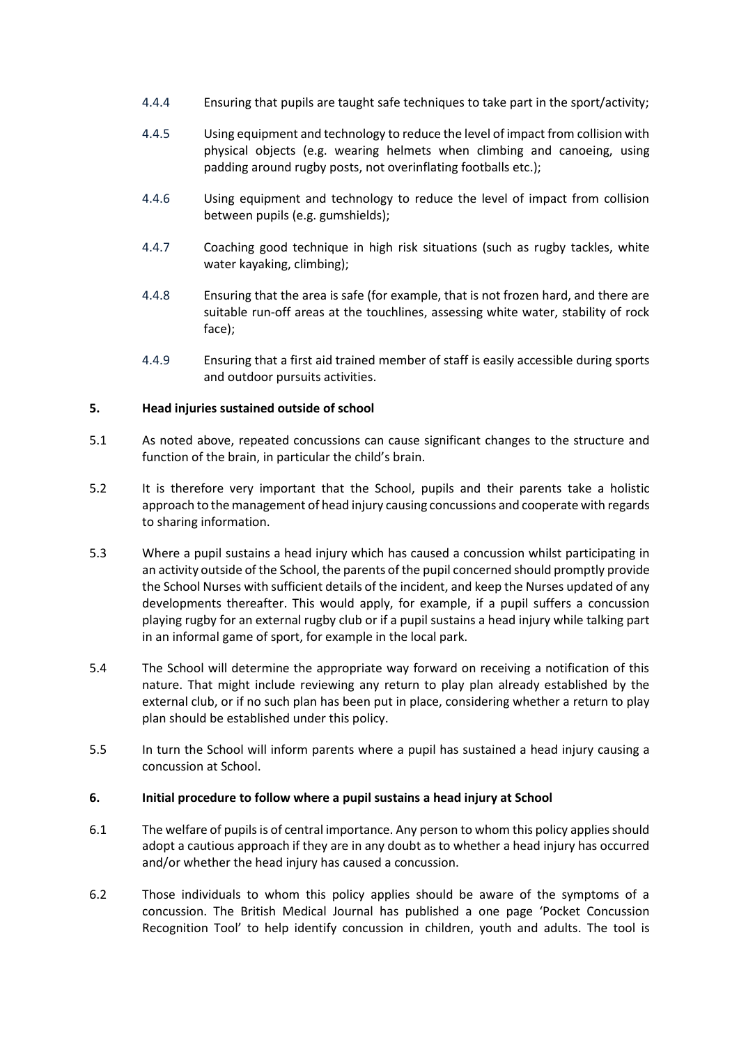4.4.4 Ensuring that pupils are taught safe techniques to take part in the sport/activity;

4.4.5 Using equipment and technology to reduce the level of impact from collision with physical objects (e.g. wearing helmets when climbing and canoeing, using padding around rugby posts, not overinflating footballs etc.);

4.4.6 Using equipment and technology to reduce the level of impact from collision between pupils (e.g. gumshields);

4.4.7 Coaching good technique in high risk situations (such as rugby tackles, white water kayaking, climbing);

4.4.8 Ensuring that the area is safe (for example, that is not frozen hard, and there are suitable run-off areas at the touchlines, assessing white water, stability of rock face);

4.4.9 Ensuring that a first aid trained member of staff is easily accessible during sports and outdoor pursuits activities.

## 5. Head injuries sustained outside of school

5.1 As noted above, repeated concussions can cause significant changes to the structure and function of the brain, in particular the child's brain.

5.2 It is therefore very important that the School, pupils and their parents take a holistic approach to the management of head injury causing concussions and cooperate with regards to sharing information.

5.3 Where a pupil sustains a head injury which has caused a concussion whilst participating in an activity outside of the School, the parents of the pupil concerned should promptly provide the School Nurses with sufficient details of the incident, and keep the Nurses updated of any developments thereafter. This would apply, for example, if a pupil suffers a concussion playing rugby for an external rugby club or if a pupil sustains a head injury while talking part in an informal game of sport, for example in the local park.

5.4 The School will determine the appropriate way forward on receiving a notification of this nature. That might include reviewing any return to play plan already established by the external club, or if no such plan has been put in place, considering whether a return to play plan should be established under this policy.

5.5 In turn the School will inform parents where a pupil has sustained a head injury causing a concussion at School.

## 6. Initial procedure to follow where a pupil sustains a head injury at School

6.1 The welfare of pupils is of central importance. Any person to whom this policy applies should adopt a cautious approach if they are in any doubt as to whether a head injury has occurred and/or whether the head injury has caused a concussion.

6.2 Those individuals to whom this policy applies should be aware of the symptoms of a concussion. The British Medical Journal has published a one page 'Pocket Concussion Recognition Tool' to help identify concussion in children, youth and adults. The tool is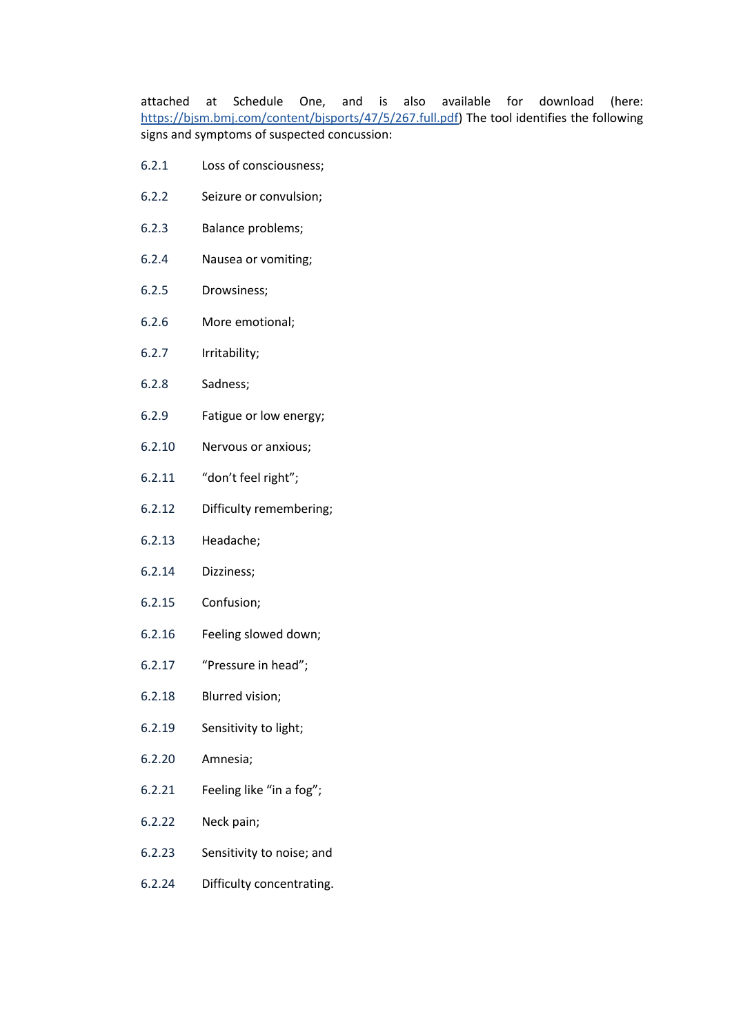attached at Schedule One, and is also available for download (here: [https://bjsm.bmj.com/content/bjsports/47/5/267.full.pdf](https://bjsm.bmj.com/content/bjsports/47/5/267.full.pdf)) The tool identifies the following signs and symptoms of suspected concussion:

6.2.1 Loss of consciousness;

6.2.2 Seizure or convulsion;

6.2.3 Balance problems;

6.2.4 Nausea or vomiting;

6.2.5 Drowsiness;

6.2.6 More emotional;

6.2.7 Irritability;

6.2.8 Sadness;

6.2.9 Fatigue or low energy;

6.2.10 Nervous or anxious;

6.2.11 "don't feel right";

6.2.12 Difficulty remembering;

6.2.13 Headache;

6.2.14 Dizziness;

6.2.15 Confusion;

6.2.16 Feeling slowed down;

6.2.17 "Pressure in head";

6.2.18 Blurred vision;

6.2.19 Sensitivity to light;

6.2.20 Amnesia;

6.2.21 Feeling like "in a fog";

6.2.22 Neck pain;

6.2.23 Sensitivity to noise; and

6.2.24 Difficulty concentrating.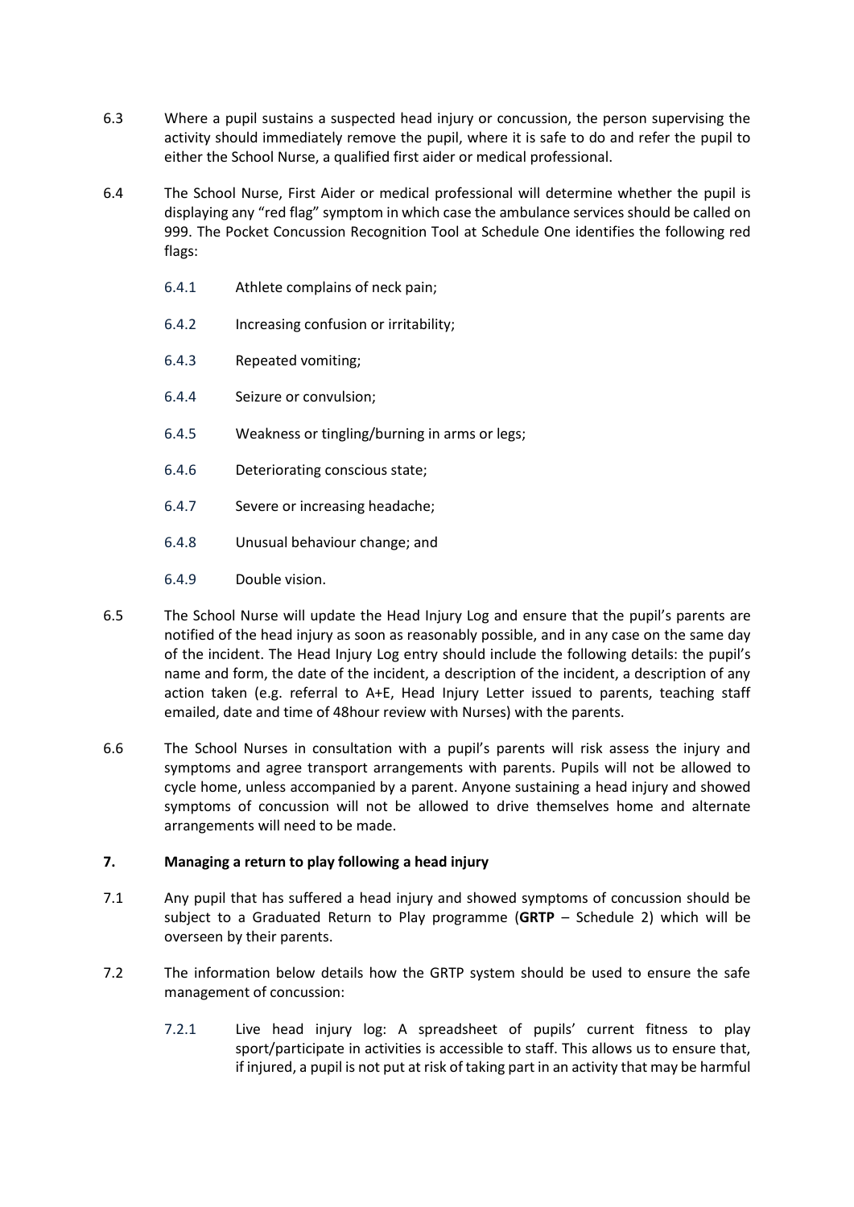6.3 Where a pupil sustains a suspected head injury or concussion, the person supervising the activity should immediately remove the pupil, where it is safe to do and refer the pupil to either the School Nurse, a qualified first aider or medical professional.

6.4 The School Nurse, First Aider or medical professional will determine whether the pupil is displaying any "red flag" symptom in which case the ambulance services should be called on 999. The Pocket Concussion Recognition Tool at Schedule One identifies the following red flags:

- 6.4.1 Athlete complains of neck pain;
- 6.4.2 Increasing confusion or irritability;
- 6.4.3 Repeated vomiting;
- 6.4.4 Seizure or convulsion;
- 6.4.5 Weakness or tingling/burning in arms or legs;
- 6.4.6 Deteriorating conscious state;
- 6.4.7 Severe or increasing headache;
- 6.4.8 Unusual behaviour change; and
- 6.4.9 Double vision.

6.5 The School Nurse will update the Head Injury Log and ensure that the pupil's parents are notified of the head injury as soon as reasonably possible, and in any case on the same day of the incident. The Head Injury Log entry should include the following details: the pupil's name and form, the date of the incident, a description of the incident, a description of any action taken (e.g. referral to A+E, Head Injury Letter issued to parents, teaching staff emailed, date and time of 48hour review with Nurses) with the parents.

6.6 The School Nurses in consultation with a pupil's parents will risk assess the injury and symptoms and agree transport arrangements with parents. Pupils will not be allowed to cycle home, unless accompanied by a parent. Anyone sustaining a head injury and showed symptoms of concussion will not be allowed to drive themselves home and alternate arrangements will need to be made.

## 7. Managing a return to play following a head injury

7.1 Any pupil that has suffered a head injury and showed symptoms of concussion should be subject to a Graduated Return to Play programme (**GRTP** – Schedule 2) which will be overseen by their parents.

7.2 The information below details how the GRTP system should be used to ensure the safe management of concussion:

- 7.2.1 Live head injury log: A spreadsheet of pupils' current fitness to play sport/participate in activities is accessible to staff. This allows us to ensure that, if injured, a pupil is not put at risk of taking part in an activity that may be harmful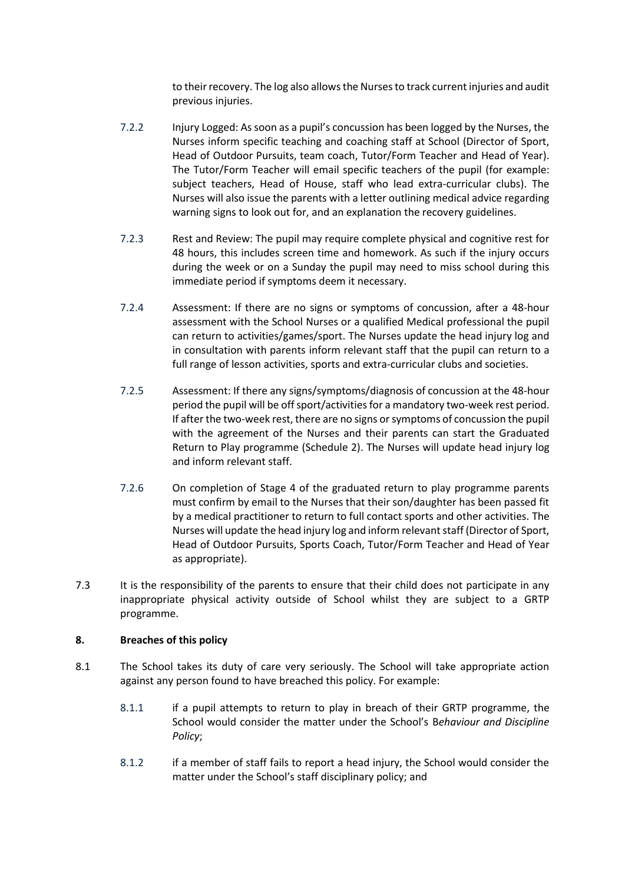to their recovery. The log also allows the Nurses to track current injuries and audit previous injuries.

7.2.2 Injury Logged: As soon as a pupil's concussion has been logged by the Nurses, the Nurses inform specific teaching and coaching staff at School (Director of Sport, Head of Outdoor Pursuits, team coach, Tutor/Form Teacher and Head of Year). The Tutor/Form Teacher will email specific teachers of the pupil (for example: subject teachers, Head of House, staff who lead extra-curricular clubs). The Nurses will also issue the parents with a letter outlining medical advice regarding warning signs to look out for, and an explanation the recovery guidelines.

7.2.3 Rest and Review: The pupil may require complete physical and cognitive rest for 48 hours, this includes screen time and homework. As such if the injury occurs during the week or on a Sunday the pupil may need to miss school during this immediate period if symptoms deem it necessary.

7.2.4 Assessment: If there are no signs or symptoms of concussion, after a 48-hour assessment with the School Nurses or a qualified Medical professional the pupil can return to activities/games/sport. The Nurses update the head injury log and in consultation with parents inform relevant staff that the pupil can return to a full range of lesson activities, sports and extra-curricular clubs and societies.

7.2.5 Assessment: If there any signs/symptoms/diagnosis of concussion at the 48-hour period the pupil will be off sport/activities for a mandatory two-week rest period. If after the two-week rest, there are no signs or symptoms of concussion the pupil with the agreement of the Nurses and their parents can start the Graduated Return to Play programme (Schedule 2). The Nurses will update head injury log and inform relevant staff.

7.2.6 On completion of Stage 4 of the graduated return to play programme parents must confirm by email to the Nurses that their son/daughter has been passed fit by a medical practitioner to return to full contact sports and other activities. The Nurses will update the head injury log and inform relevant staff (Director of Sport, Head of Outdoor Pursuits, Sports Coach, Tutor/Form Teacher and Head of Year as appropriate).

7.3 It is the responsibility of the parents to ensure that their child does not participate in any inappropriate physical activity outside of School whilst they are subject to a GRTP programme.

## 8. Breaches of this policy

8.1 The School takes its duty of care very seriously. The School will take appropriate action against any person found to have breached this policy. For example:

8.1.1 if a pupil attempts to return to play in breach of their GRTP programme, the School would consider the matter under the School's B*ehaviour and Discipline Policy*;

8.1.2 if a member of staff fails to report a head injury, the School would consider the matter under the School's staff disciplinary policy; and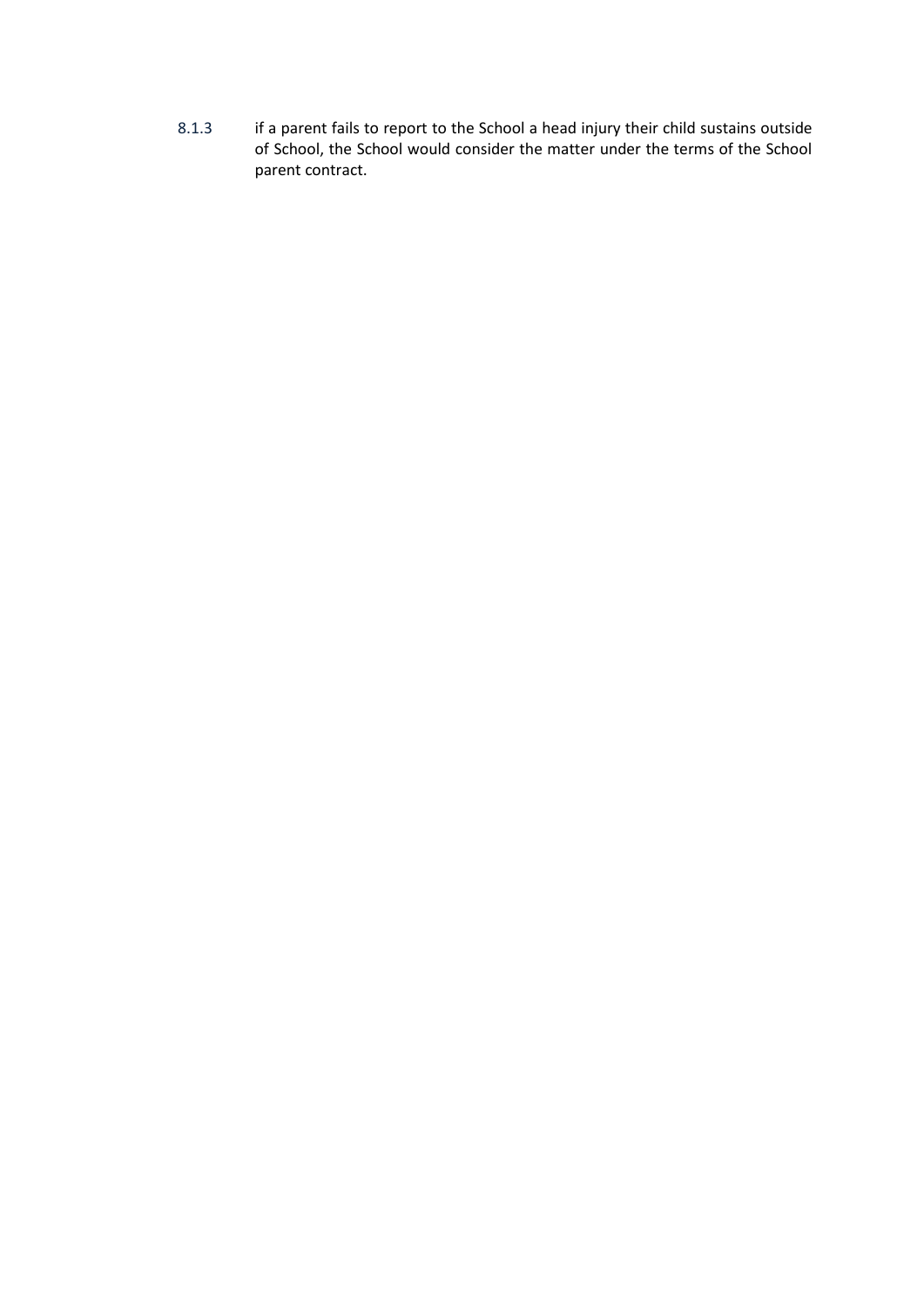8.1.3 if a parent fails to report to the School a head injury their child sustains outside of School, the School would consider the matter under the terms of the School parent contract.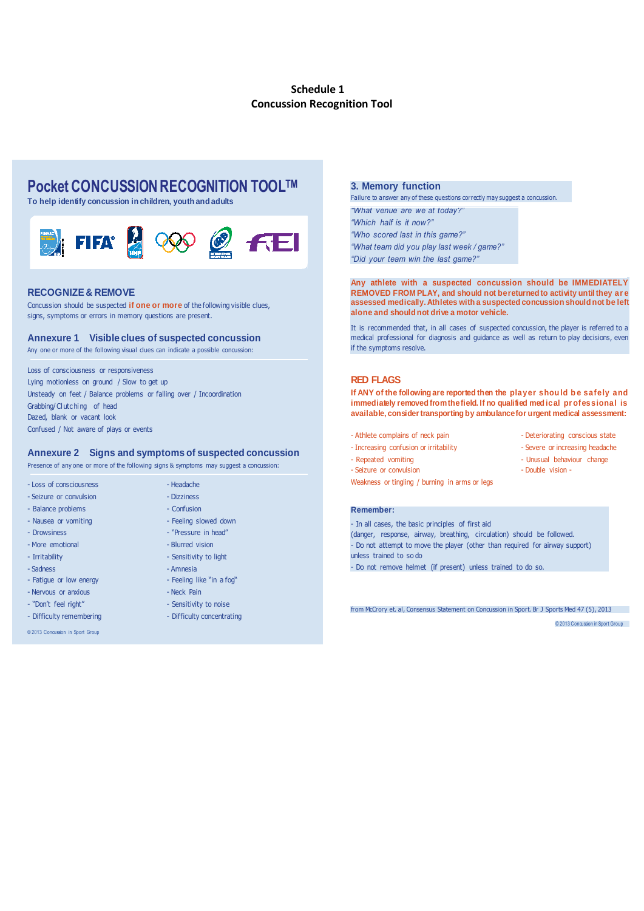# Schedule 1
## Concussion Recognition Tool

## Pocket CONCUSSION RECOGNITION TOOL™

**To help identify concussion in children, youth and adults**

### RECOGNIZE & REMOVE

Concussion should be suspected **if one or more** of the following visible clues, signs, symptoms or errors in memory questions are present.

### Annexure 1 Visible clues of suspected concussion

Any one or more of the following visual clues can indicate a possible concussion:

Loss of consciousness or responsiveness
Lying motionless on ground / Slow to get up
Unsteady on feet / Balance problems or falling over / Incoordination
Grabbing/Clutching of head
Dazed, blank or vacant look
Confused / Not aware of plays or events

### Annexure 2 Signs and symptoms of suspected concussion

Presence of any one or more of the following signs & symptoms may suggest a concussion:

- Loss of consciousness
- Seizure or convulsion
- Balance problems
- Nausea or vomiting
- Drowsiness
- More emotional
- Irritability
- Sadness
- Fatigue or low energy
- Nervous or anxious
- "Don't feel right"
- Difficulty remembering
- Headache
- Dizziness
- Confusion
- Feeling slowed down
- "Pressure in head"
- Blurred vision
- Sensitivity to light
- Amnesia
- Feeling like "in a fog"
- Neck Pain
- Sensitivity to noise
- Difficulty concentrating

© 2013 Concussion in Sport Group

### 3. Memory function

Failure to answer any of these questions correctly may suggest a concussion.

*"What venue are we at today?"*
*"Which half is it now?"*
*"Who scored last in this game?"*
*"What team did you play last week / game?"*
*"Did your team win the last game?"*

**Any athlete with a suspected concussion should be IMMEDIATELY REMOVED FROM PLAY, and should not be returned to activity until they are assessed medically. Athletes with a suspected concussion should not be left alone and should not drive a motor vehicle.**

It is recommended that, in all cases of suspected concussion, the player is referred to a medical professional for diagnosis and guidance as well as return to play decisions, even if the symptoms resolve.

### RED FLAGS

**If ANY of the following are reported then the player should be safely and immediately removed from the field. If no qualified medical professional is available, consider transporting by ambulance for urgent medical assessment:**

- Athlete complains of neck pain
- Increasing confusion or irritability
- Repeated vomiting
- Seizure or convulsion
- Weakness or tingling / burning in arms or legs
- Deteriorating conscious state
- Severe or increasing headache
- Unusual behaviour change
- Double vision

**Remember:**

- In all cases, the basic principles of first aid (danger, response, airway, breathing, circulation) should be followed.
- Do not attempt to move the player (other than required for airway support) unless trained to so do
- Do not remove helmet (if present) unless trained to do so.

from McCrory et. al, Consensus Statement on Concussion in Sport. Br J Sports Med 47 (5), 2013

© 2013 Concussion in Sport Group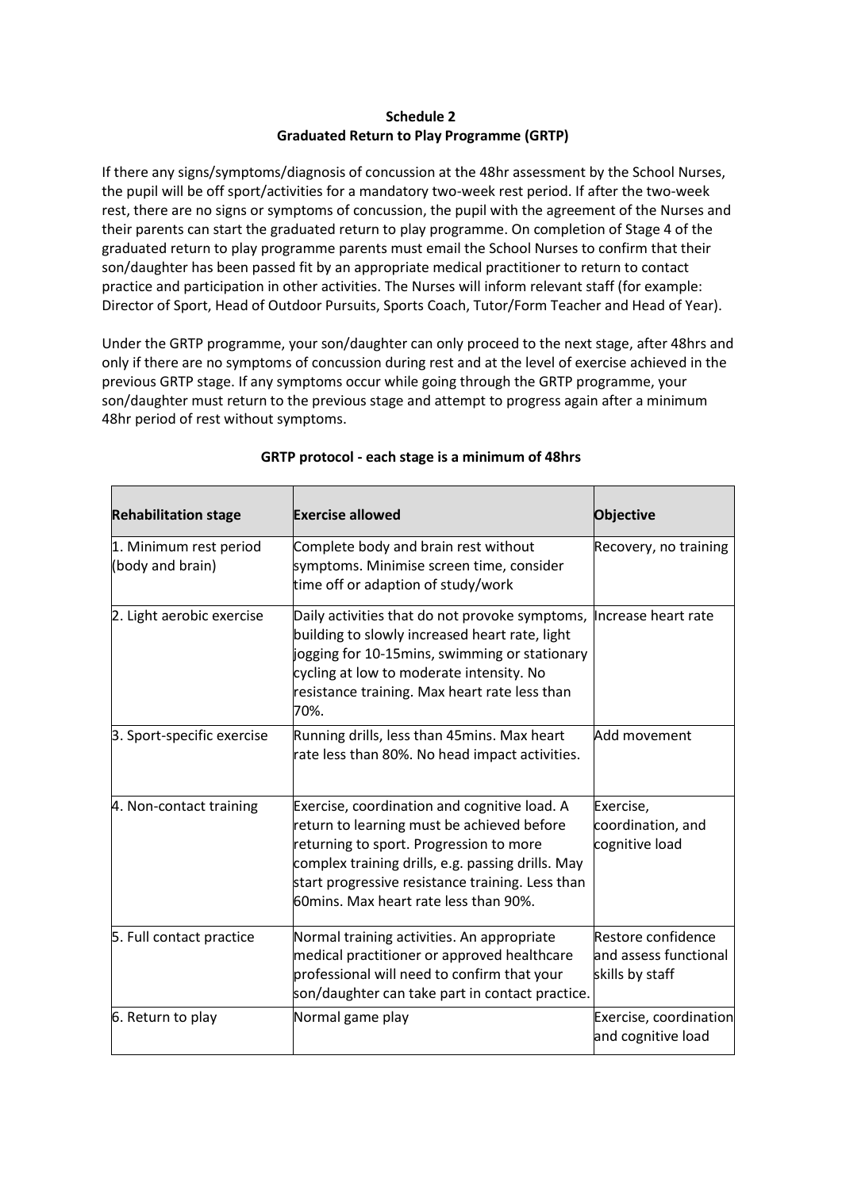**Schedule 2**
**Graduated Return to Play Programme (GRTP)**

If there any signs/symptoms/diagnosis of concussion at the 48hr assessment by the School Nurses, the pupil will be off sport/activities for a mandatory two-week rest period. If after the two-week rest, there are no signs or symptoms of concussion, the pupil with the agreement of the Nurses and their parents can start the graduated return to play programme. On completion of Stage 4 of the graduated return to play programme parents must email the School Nurses to confirm that their son/daughter has been passed fit by an appropriate medical practitioner to return to contact practice and participation in other activities. The Nurses will inform relevant staff (for example: Director of Sport, Head of Outdoor Pursuits, Sports Coach, Tutor/Form Teacher and Head of Year).

Under the GRTP programme, your son/daughter can only proceed to the next stage, after 48hrs and only if there are no symptoms of concussion during rest and at the level of exercise achieved in the previous GRTP stage. If any symptoms occur while going through the GRTP programme, your son/daughter must return to the previous stage and attempt to progress again after a minimum 48hr period of rest without symptoms.

**GRTP protocol - each stage is a minimum of 48hrs**

| Rehabilitation stage | Exercise allowed | Objective |
|---|---|---|
| 1. Minimum rest period (body and brain) | Complete body and brain rest without symptoms. Minimise screen time, consider time off or adaption of study/work | Recovery, no training |
| 2. Light aerobic exercise | Daily activities that do not provoke symptoms, building to slowly increased heart rate, light jogging for 10-15mins, swimming or stationary cycling at low to moderate intensity. No resistance training. Max heart rate less than 70%. | Increase heart rate |
| 3. Sport-specific exercise | Running drills, less than 45mins. Max heart rate less than 80%. No head impact activities. | Add movement |
| 4. Non-contact training | Exercise, coordination and cognitive load. A return to learning must be achieved before returning to sport. Progression to more complex training drills, e.g. passing drills. May start progressive resistance training. Less than 60mins. Max heart rate less than 90%. | Exercise, coordination, and cognitive load |
| 5. Full contact practice | Normal training activities. An appropriate medical practitioner or approved healthcare professional will need to confirm that your son/daughter can take part in contact practice. | Restore confidence and assess functional skills by staff |
| 6. Return to play | Normal game play | Exercise, coordination and cognitive load |